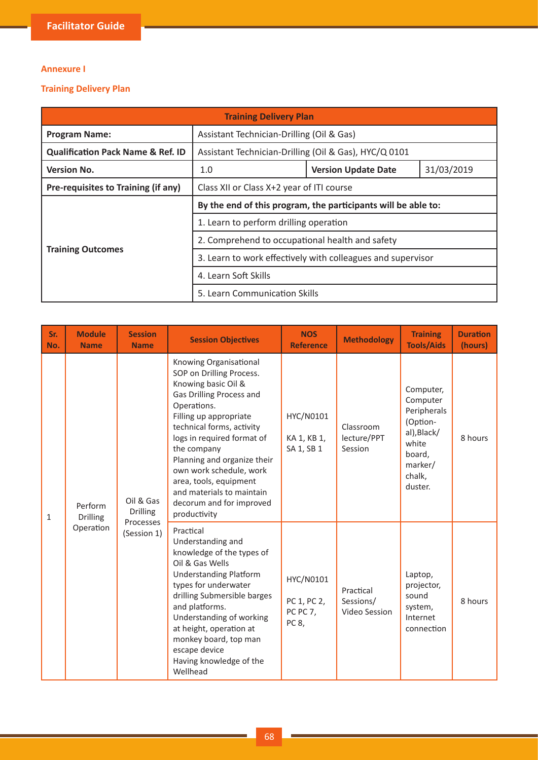**Annexure I**

**Training Delivery Plan**

| Training Delivery Plan | | | |
|---|---|---|---|
| **Program Name:** | Assistant Technician-Drilling (Oil & Gas) | | |
| **Qualification Pack Name & Ref. ID** | Assistant Technician-Drilling (Oil & Gas), HYC/Q 0101 | | |
| **Version No.** | 1.0 | **Version Update Date** | 31/03/2019 |
| **Pre-requisites to Training (if any)** | Class XII or Class X+2 year of ITI course | | |
| **Training Outcomes** | **By the end of this program, the participants will be able to:** | | |
| | 1. Learn to perform drilling operation | | |
| | 2. Comprehend to occupational health and safety | | |
| | 3. Learn to work effectively with colleagues and supervisor | | |
| | 4. Learn Soft Skills | | |
| | 5. Learn Communication Skills | | |

| Sr. No. | Module Name | Session Name | Session Objectives | NOS Reference | Methodology | Training Tools/Aids | Duration (hours) |
|---|---|---|---|---|---|---|---|
| 1 | Perform Drilling Operation | Oil & Gas Drilling Processes (Session 1) | Knowing Organisational SOP on Drilling Process. Knowing basic Oil & Gas Drilling Process and Operations. Filling up appropriate technical forms, activity logs in required format of the company Planning and organize their own work schedule, work area, tools, equipment and materials to maintain decorum and for improved productivity | HYC/N0101 KA 1, KB 1, SA 1, SB 1 | Classroom lecture/PPT Session | Computer, Computer Peripherals (Option-al),Black/ white board, marker/ chalk, duster. | 8 hours |
| | | | Practical Understanding and knowledge of the types of Oil & Gas Wells Understanding Platform types for underwater drilling Submersible barges and platforms. Understanding of working at height, operation at monkey board, top man escape device Having knowledge of the Wellhead | HYC/N0101 PC 1, PC 2, PC PC 7, PC 8, | Practical Sessions/ Video Session | Laptop, projector, sound system, Internet connection | 8 hours |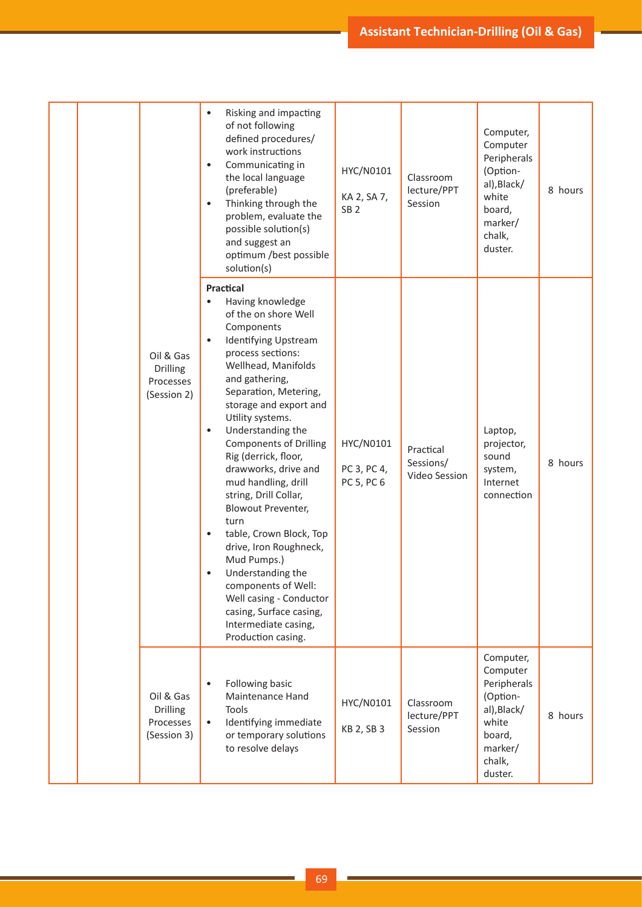| | | | | | | | |
|---|---|---|---|---|---|---|---|
| | | | • Risking and impacting of not following defined procedures/ work instructions<br>• Communicating in the local language (preferable)<br>• Thinking through the problem, evaluate the possible solution(s) and suggest an optimum /best possible solution(s) | HYC/N0101<br>KA 2, SA 7, SB 2 | Classroom lecture/PPT Session | Computer, Computer Peripherals (Optional),Black/ white board, marker/ chalk, duster. | 8 hours |
| | | Oil & Gas Drilling Processes (Session 2) | **Practical**<br>• Having knowledge of the on shore Well Components<br>• Identifying Upstream process sections: Wellhead, Manifolds and gathering, Separation, Metering, storage and export and Utility systems.<br>• Understanding the Components of Drilling Rig (derrick, floor, drawworks, drive and mud handling, drill string, Drill Collar, Blowout Preventer, turn<br>• table, Crown Block, Top drive, Iron Roughneck, Mud Pumps.)<br>• Understanding the components of Well: Well casing - Conductor casing, Surface casing, Intermediate casing, Production casing. | HYC/N0101<br>PC 3, PC 4, PC 5, PC 6 | Practical Sessions/ Video Session | Laptop, projector, sound system, Internet connection | 8 hours |
| | | Oil & Gas Drilling Processes (Session 3) | • Following basic Maintenance Hand Tools<br>• Identifying immediate or temporary solutions to resolve delays | HYC/N0101<br>KB 2, SB 3 | Classroom lecture/PPT Session | Computer, Computer Peripherals (Optional),Black/ white board, marker/ chalk, duster. | 8 hours |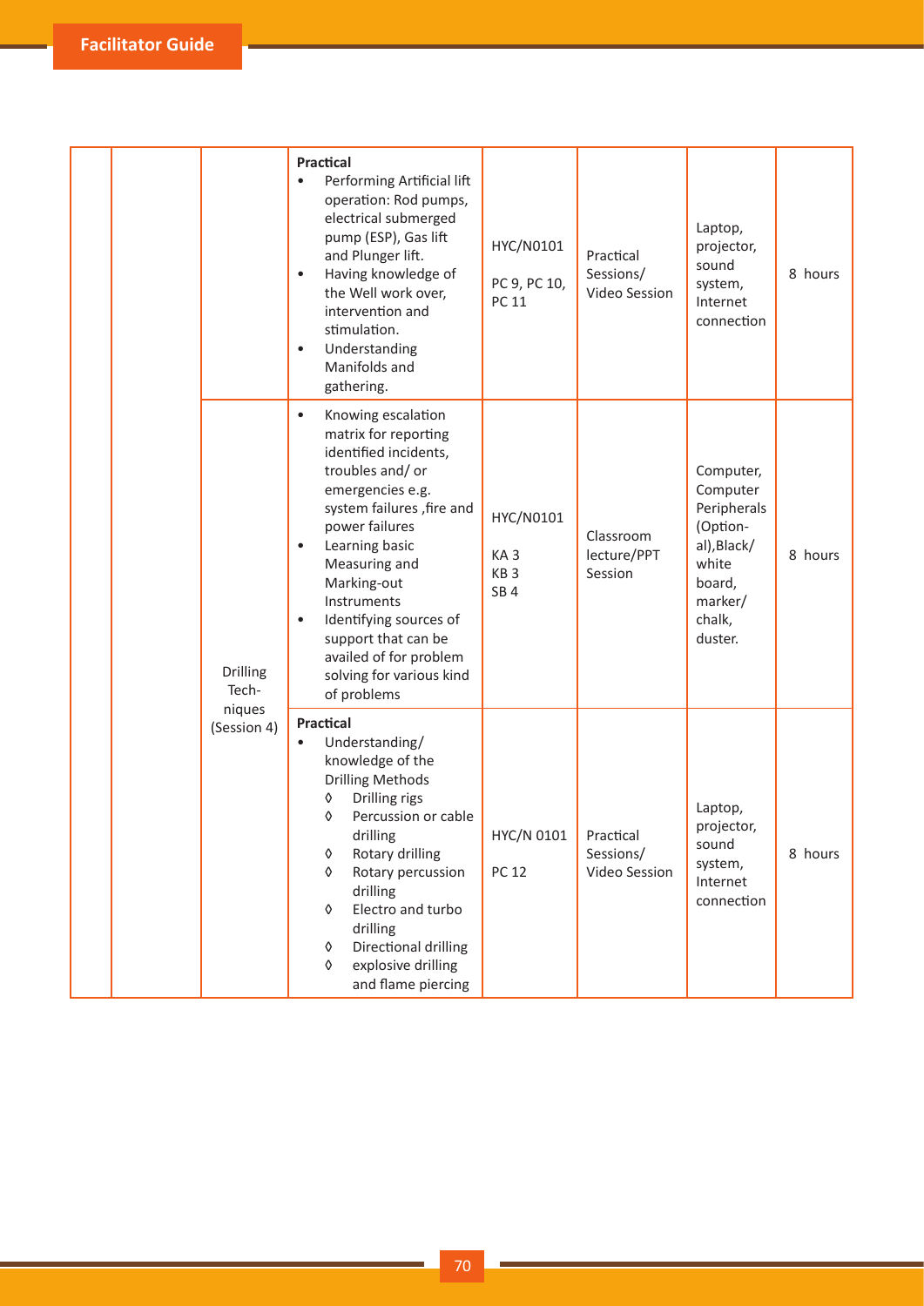| | | | | | | | |
|---|---|---|---|---|---|---|---|
| | | | **Practical**<br>• Performing Artificial lift operation: Rod pumps, electrical submerged pump (ESP), Gas lift and Plunger lift.<br>• Having knowledge of the Well work over, intervention and stimulation.<br>• Understanding Manifolds and gathering. | HYC/N0101<br>PC 9, PC 10, PC 11 | Practical Sessions/ Video Session | Laptop, projector, sound system, Internet connection | 8 hours |
| | | Drilling Techniques (Session 4) | • Knowing escalation matrix for reporting identified incidents, troubles and/ or emergencies e.g. system failures ,fire and power failures<br>• Learning basic Measuring and Marking-out Instruments<br>• Identifying sources of support that can be availed of for problem solving for various kind of problems | HYC/N0101<br>KA 3<br>KB 3<br>SB 4 | Classroom lecture/PPT Session | Computer, Computer Peripherals (Optional),Black/ white board, marker/ chalk, duster. | 8 hours |
| | | | **Practical**<br>• Understanding/ knowledge of the Drilling Methods<br>◊ Drilling rigs<br>◊ Percussion or cable drilling<br>◊ Rotary drilling<br>◊ Rotary percussion drilling<br>◊ Electro and turbo drilling<br>◊ Directional drilling<br>◊ explosive drilling and flame piercing | HYC/N 0101<br>PC 12 | Practical Sessions/ Video Session | Laptop, projector, sound system, Internet connection | 8 hours |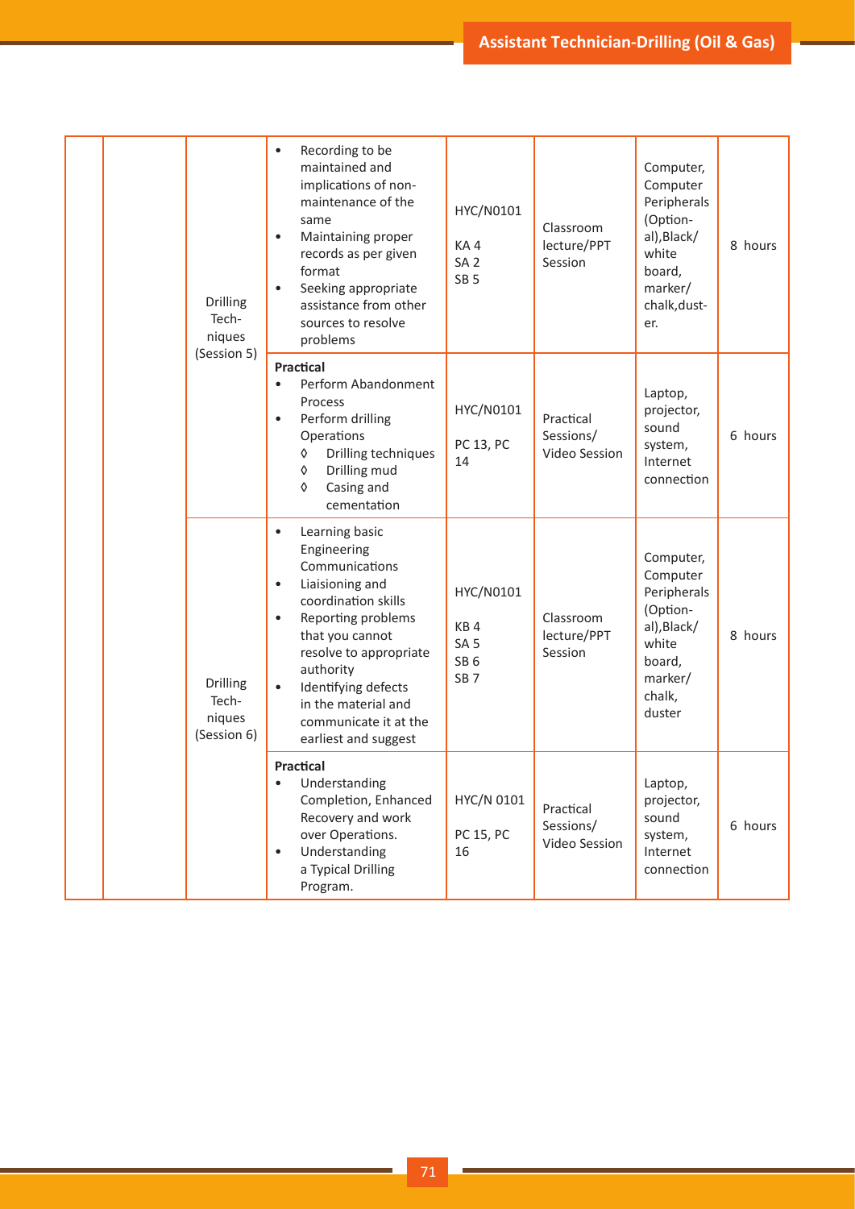| | | | | | | | |
|---|---|---|---|---|---|---|---|
| | | Drilling Techniques (Session 5) | • Recording to be maintained and implications of non-maintenance of the same<br>• Maintaining proper records as per given format<br>• Seeking appropriate assistance from other sources to resolve problems | HYC/N0101<br>KA 4<br>SA 2<br>SB 5 | Classroom lecture/PPT Session | Computer, Computer Peripherals (Optional), Black/white board, marker/chalk, duster. | 8 hours |
| | | | **Practical**<br>• Perform Abandonment Process<br>• Perform drilling Operations<br>◊ Drilling techniques<br>◊ Drilling mud<br>◊ Casing and cementation | HYC/N0101<br>PC 13, PC 14 | Practical Sessions/ Video Session | Laptop, projector, sound system, Internet connection | 6 hours |
| | | Drilling Techniques (Session 6) | • Learning basic Engineering Communications<br>• Liaisioning and coordination skills<br>• Reporting problems that you cannot resolve to appropriate authority<br>• Identifying defects in the material and communicate it at the earliest and suggest | HYC/N0101<br>KB 4<br>SA 5<br>SB 6<br>SB 7 | Classroom lecture/PPT Session | Computer, Computer Peripherals (Optional), Black/white board, marker/chalk, duster | 8 hours |
| | | | **Practical**<br>• Understanding Completion, Enhanced Recovery and work over Operations.<br>• Understanding a Typical Drilling Program. | HYC/N 0101<br>PC 15, PC 16 | Practical Sessions/ Video Session | Laptop, projector, sound system, Internet connection | 6 hours |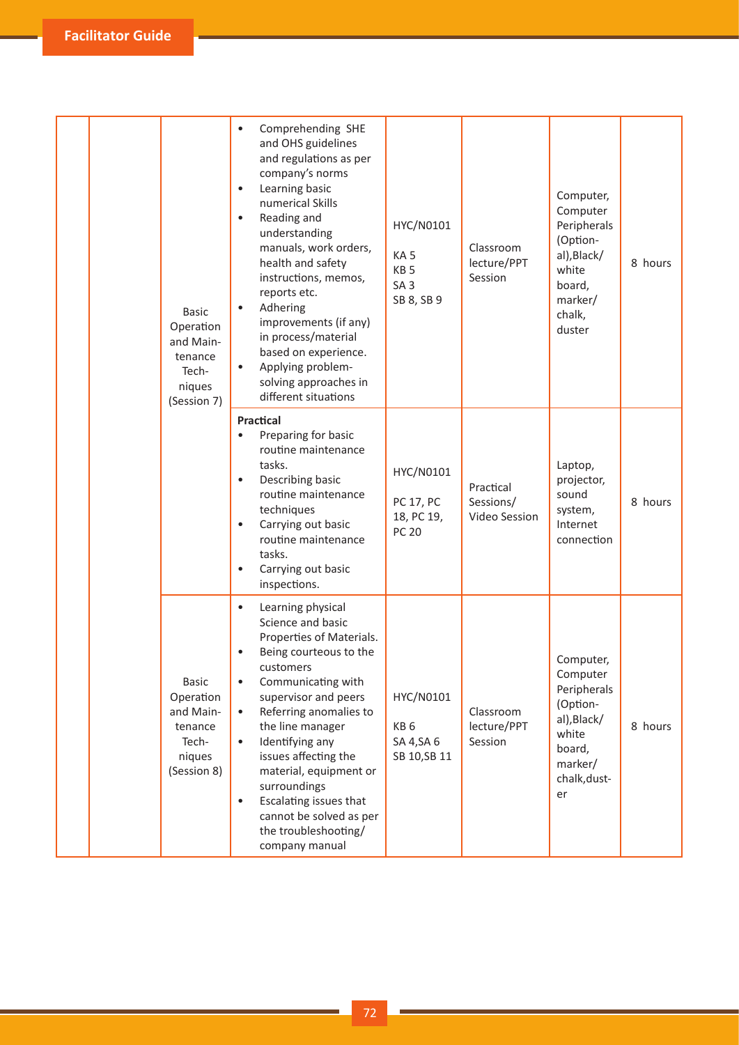| | | | | | | | |
|---|---|---|---|---|---|---|---|
| | | Basic Operation and Maintenance Techniques (Session 7) | • Comprehending SHE and OHS guidelines and regulations as per company's norms<br>• Learning basic numerical Skills<br>• Reading and understanding manuals, work orders, health and safety instructions, memos, reports etc.<br>• Adhering improvements (if any) in process/material based on experience.<br>• Applying problem-solving approaches in different situations | HYC/N0101<br><br>KA 5<br>KB 5<br>SA 3<br>SB 8, SB 9 | Classroom lecture/PPT Session | Computer, Computer Peripherals (Optional),Black/white board, marker/chalk, duster | 8 hours |
| | | | **Practical**<br>• Preparing for basic routine maintenance tasks.<br>• Describing basic routine maintenance techniques<br>• Carrying out basic routine maintenance tasks.<br>• Carrying out basic inspections. | HYC/N0101<br><br>PC 17, PC 18, PC 19, PC 20 | Practical Sessions/ Video Session | Laptop, projector, sound system, Internet connection | 8 hours |
| | | Basic Operation and Maintenance Techniques (Session 8) | • Learning physical Science and basic Properties of Materials.<br>• Being courteous to the customers<br>• Communicating with supervisor and peers<br>• Referring anomalies to the line manager<br>• Identifying any issues affecting the material, equipment or surroundings<br>• Escalating issues that cannot be solved as per the troubleshooting/ company manual | HYC/N0101<br><br>KB 6<br>SA 4,SA 6<br>SB 10,SB 11 | Classroom lecture/PPT Session | Computer, Computer Peripherals (Optional),Black/white board, marker/chalk,duster | 8 hours |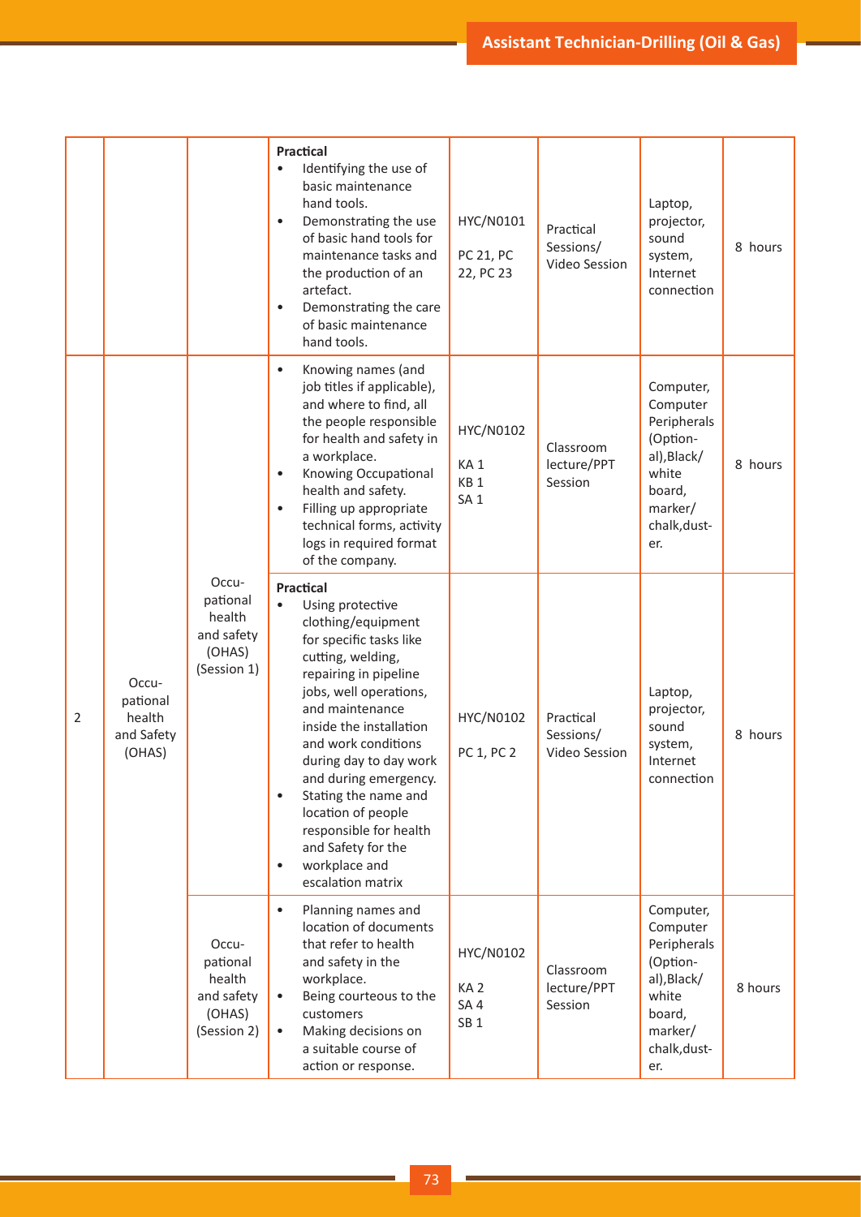| | | | | | | | |
|---|---|---|---|---|---|---|---|
| | | | **Practical**<br>• Identifying the use of basic maintenance hand tools.<br>• Demonstrating the use of basic hand tools for maintenance tasks and the production of an artefact.<br>• Demonstrating the care of basic maintenance hand tools. | HYC/N0101<br>PC 21, PC 22, PC 23 | Practical Sessions/ Video Session | Laptop, projector, sound system, Internet connection | 8 hours |
| 2 | Occu-pational health and Safety (OHAS) | Occu-pational health and safety (OHAS) (Session 1) | • Knowing names (and job titles if applicable), and where to find, all the people responsible for health and safety in a workplace.<br>• Knowing Occupational health and safety.<br>• Filling up appropriate technical forms, activity logs in required format of the company. | HYC/N0102<br>KA 1<br>KB 1<br>SA 1 | Classroom lecture/PPT Session | Computer, Computer Peripherals (Option-al),Black/ white board, marker/ chalk,dust-er. | 8 hours |
| | | | **Practical**<br>• Using protective clothing/equipment for specific tasks like cutting, welding, repairing in pipeline jobs, well operations, and maintenance inside the installation and work conditions during day to day work and during emergency.<br>• Stating the name and location of people responsible for health and Safety for the<br>• workplace and escalation matrix | HYC/N0102<br>PC 1, PC 2 | Practical Sessions/ Video Session | Laptop, projector, sound system, Internet connection | 8 hours |
| | | Occu-pational health and safety (OHAS) (Session 2) | • Planning names and location of documents that refer to health and safety in the workplace.<br>• Being courteous to the customers<br>• Making decisions on a suitable course of action or response. | HYC/N0102<br>KA 2<br>SA 4<br>SB 1 | Classroom lecture/PPT Session | Computer, Computer Peripherals (Option-al),Black/ white board, marker/ chalk,dust-er. | 8 hours |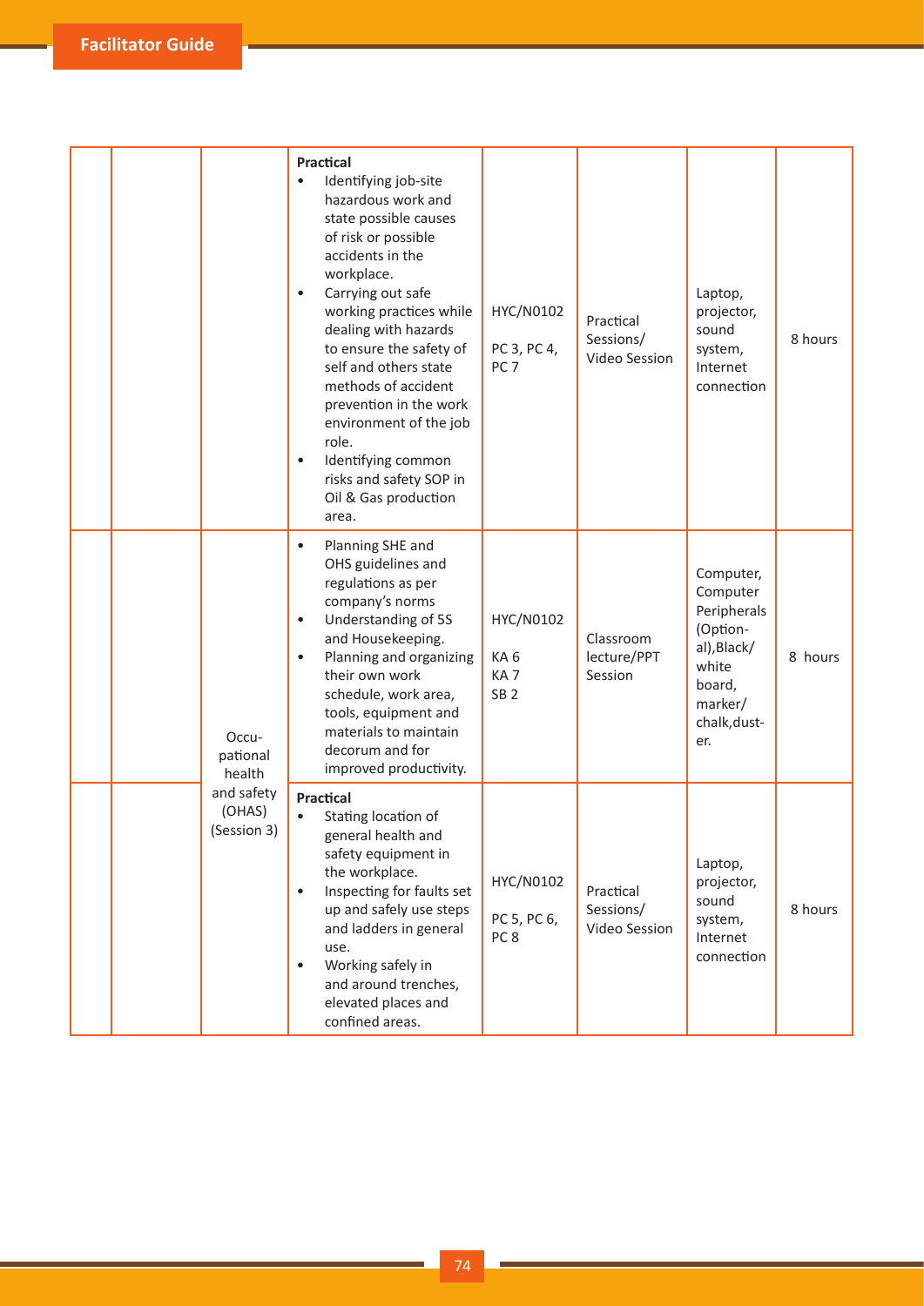| | | | | | | | |
|---|---|---|---|---|---|---|---|
| | | | **Practical**<br>• Identifying job-site hazardous work and state possible causes of risk or possible accidents in the workplace.<br>• Carrying out safe working practices while dealing with hazards to ensure the safety of self and others state methods of accident prevention in the work environment of the job role.<br>• Identifying common risks and safety SOP in Oil & Gas production area. | HYC/N0102<br><br>PC 3, PC 4, PC 7 | Practical Sessions/ Video Session | Laptop, projector, sound system, Internet connection | 8 hours |
| | | Occupational health and safety (OHAS) (Session 3) | • Planning SHE and OHS guidelines and regulations as per company's norms<br>• Understanding of 5S and Housekeeping.<br>• Planning and organizing their own work schedule, work area, tools, equipment and materials to maintain decorum and for improved productivity. | HYC/N0102<br><br>KA 6<br>KA 7<br>SB 2 | Classroom lecture/PPT Session | Computer, Computer Peripherals (Optional), Black/ white board, marker/ chalk, duster. | 8 hours |
| | | | **Practical**<br>• Stating location of general health and safety equipment in the workplace.<br>• Inspecting for faults set up and safely use steps and ladders in general use.<br>• Working safely in and around trenches, elevated places and confined areas. | HYC/N0102<br><br>PC 5, PC 6, PC 8 | Practical Sessions/ Video Session | Laptop, projector, sound system, Internet connection | 8 hours |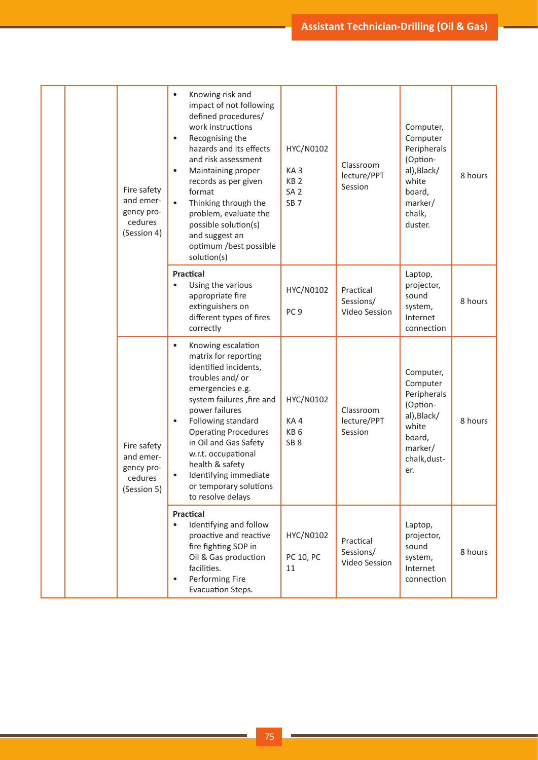| | | | | | | | |
|---|---|---|---|---|---|---|---|
| | | Fire safety and emergency procedures (Session 4) | • Knowing risk and impact of not following defined procedures/ work instructions<br>• Recognising the hazards and its effects and risk assessment<br>• Maintaining proper records as per given format<br>• Thinking through the problem, evaluate the possible solution(s) and suggest an optimum /best possible solution(s) | HYC/N0102<br>KA 3<br>KB 2<br>SA 2<br>SB 7 | Classroom lecture/PPT Session | Computer, Computer Peripherals (Optional), Black/ white board, marker/ chalk, duster. | 8 hours |
| | | | **Practical**<br>• Using the various appropriate fire extinguishers on different types of fires correctly | HYC/N0102<br>PC 9 | Practical Sessions/ Video Session | Laptop, projector, sound system, Internet connection | 8 hours |
| | | Fire safety and emergency procedures (Session 5) | • Knowing escalation matrix for reporting identified incidents, troubles and/ or emergencies e.g. system failures ,fire and power failures<br>• Following standard Operating Procedures in Oil and Gas Safety w.r.t. occupational health & safety<br>• Identifying immediate or temporary solutions to resolve delays | HYC/N0102<br>KA 4<br>KB 6<br>SB 8 | Classroom lecture/PPT Session | Computer, Computer Peripherals (Optional), Black/ white board, marker/ chalk, duster. | 8 hours |
| | | | **Practical**<br>• Identifying and follow proactive and reactive fire fighting SOP in Oil & Gas production facilities.<br>• Performing Fire Evacuation Steps. | HYC/N0102<br>PC 10, PC 11 | Practical Sessions/ Video Session | Laptop, projector, sound system, Internet connection | 8 hours |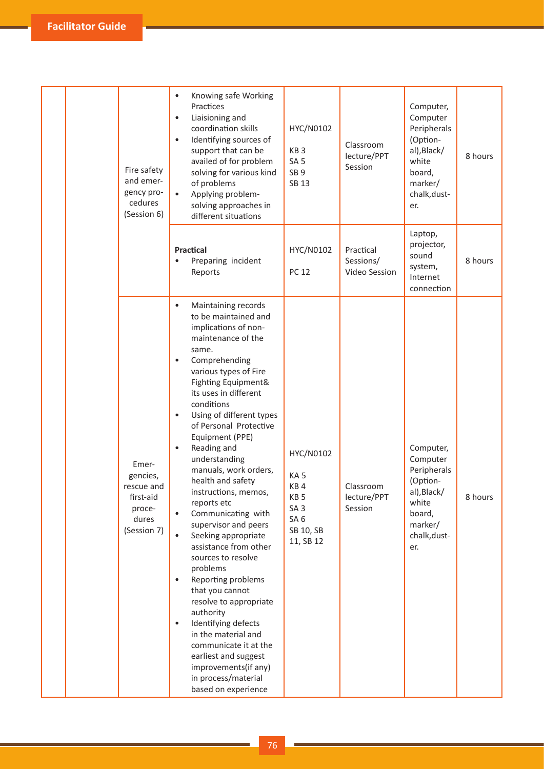| | | | | | | | |
|---|---|---|---|---|---|---|---|
| | | Fire safety and emergency procedures (Session 6) | • Knowing safe Working Practices<br>• Liaisioning and coordination skills<br>• Identifying sources of support that can be availed of for problem solving for various kind of problems<br>• Applying problem-solving approaches in different situations | HYC/N0102<br><br>KB 3<br>SA 5<br>SB 9<br>SB 13 | Classroom lecture/PPT Session | Computer, Computer Peripherals (Optional),Black/white board, marker/chalk,duster. | 8 hours |
| | | | **Practical**<br>• Preparing incident Reports | HYC/N0102<br><br>PC 12 | Practical Sessions/ Video Session | Laptop, projector, sound system, Internet connection | 8 hours |
| | | Emergencies, rescue and first-aid procedures (Session 7) | • Maintaining records to be maintained and implications of non-maintenance of the same.<br>• Comprehending various types of Fire Fighting Equipment& its uses in different conditions<br>• Using of different types of Personal Protective Equipment (PPE)<br>• Reading and understanding manuals, work orders, health and safety instructions, memos, reports etc<br>• Communicating with supervisor and peers<br>• Seeking appropriate assistance from other sources to resolve problems<br>• Reporting problems that you cannot resolve to appropriate authority<br>• Identifying defects in the material and communicate it at the earliest and suggest improvements(if any) in process/material based on experience | HYC/N0102<br><br>KA 5<br>KB 4<br>KB 5<br>SA 3<br>SA 6<br>SB 10, SB 11, SB 12 | Classroom lecture/PPT Session | Computer, Computer Peripherals (Optional),Black/white board, marker/chalk,duster. | 8 hours |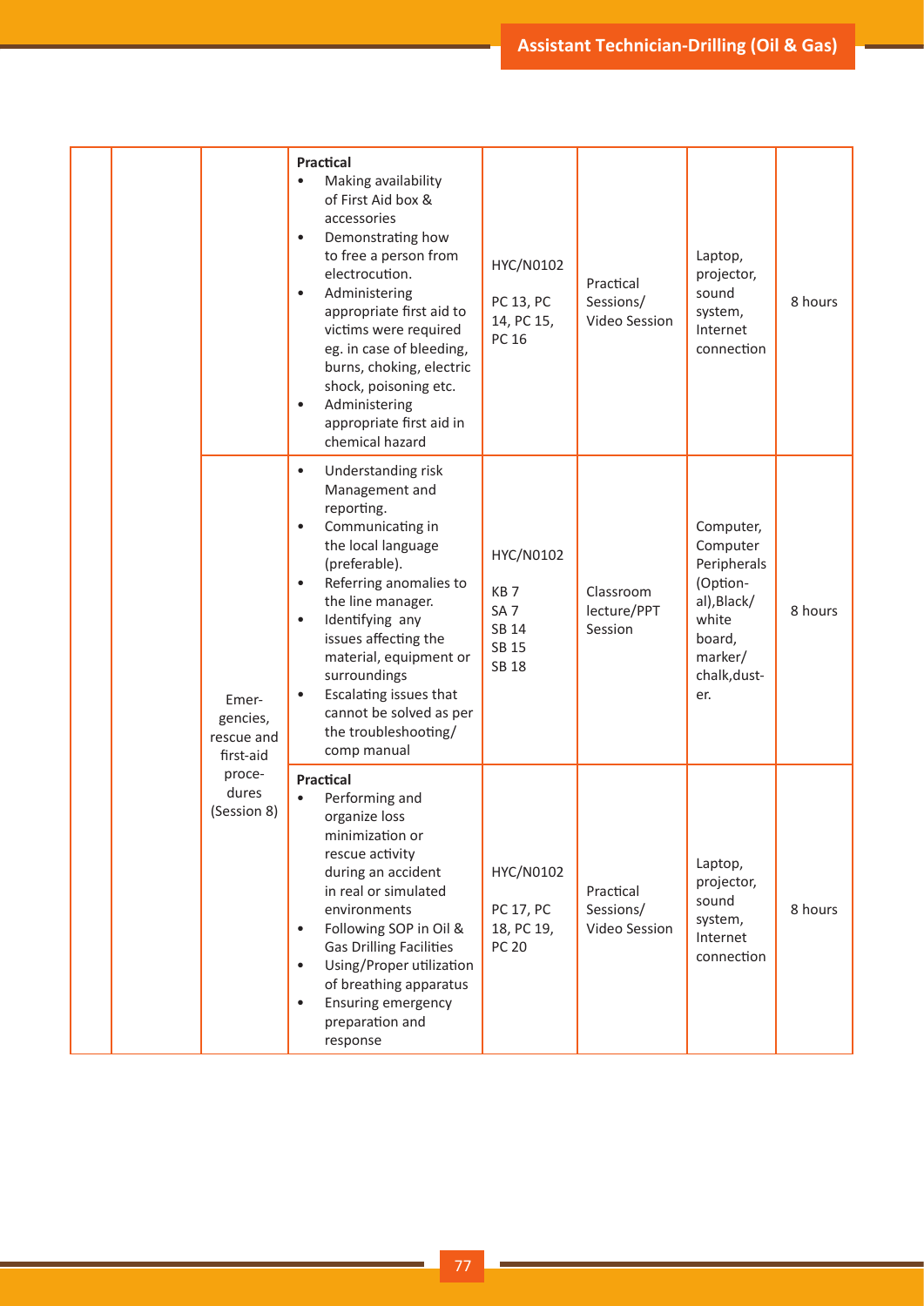| | | | | | | | |
|---|---|---|---|---|---|---|---|
| | | | **Practical**<br>• Making availability of First Aid box & accessories<br>• Demonstrating how to free a person from electrocution.<br>• Administering appropriate first aid to victims were required eg. in case of bleeding, burns, choking, electric shock, poisoning etc.<br>• Administering appropriate first aid in chemical hazard | HYC/N0102<br>PC 13, PC 14, PC 15, PC 16 | Practical Sessions/ Video Session | Laptop, projector, sound system, Internet connection | 8 hours |
| | | Emer-gencies, rescue and first-aid proce-dures (Session 8) | • Understanding risk Management and reporting.<br>• Communicating in the local language (preferable).<br>• Referring anomalies to the line manager.<br>• Identifying any issues affecting the material, equipment or surroundings<br>• Escalating issues that cannot be solved as per the troubleshooting/ comp manual | HYC/N0102<br>KB 7<br>SA 7<br>SB 14<br>SB 15<br>SB 18 | Classroom lecture/PPT Session | Computer, Computer Peripherals (Option-al),Black/ white board, marker/ chalk,dust-er. | 8 hours |
| | | | **Practical**<br>• Performing and organize loss minimization or rescue activity during an accident in real or simulated environments<br>• Following SOP in Oil & Gas Drilling Facilities<br>• Using/Proper utilization of breathing apparatus<br>• Ensuring emergency preparation and response | HYC/N0102<br>PC 17, PC 18, PC 19, PC 20 | Practical Sessions/ Video Session | Laptop, projector, sound system, Internet connection | 8 hours |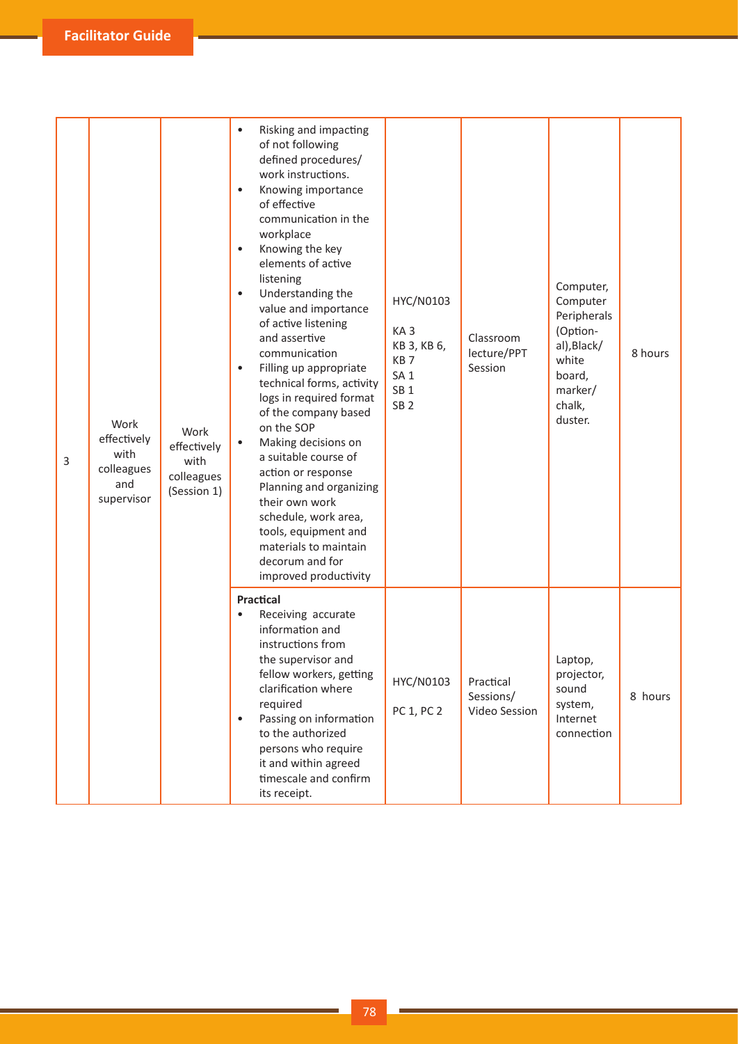| 3 | Work effectively with colleagues and supervisor | Work effectively with colleagues (Session 1) | • Risking and impacting of not following defined procedures/ work instructions.<br>• Knowing importance of effective communication in the workplace<br>• Knowing the key elements of active listening<br>• Understanding the value and importance of active listening and assertive communication<br>• Filling up appropriate technical forms, activity logs in required format of the company based on the SOP<br>• Making decisions on a suitable course of action or response Planning and organizing their own work schedule, work area, tools, equipment and materials to maintain decorum and for improved productivity | HYC/N0103<br><br>KA 3<br>KB 3, KB 6,<br>KB 7<br>SA 1<br>SB 1<br>SB 2 | Classroom lecture/PPT Session | Computer, Computer Peripherals (Optional),Black/ white board, marker/ chalk, duster. | 8 hours |
|---|---|---|---|---|---|---|---|
| | | | **Practical**<br>• Receiving accurate information and instructions from the supervisor and fellow workers, getting clarification where required<br>• Passing on information to the authorized persons who require it and within agreed timescale and confirm its receipt. | HYC/N0103<br><br>PC 1, PC 2 | Practical Sessions/ Video Session | Laptop, projector, sound system, Internet connection | 8 hours |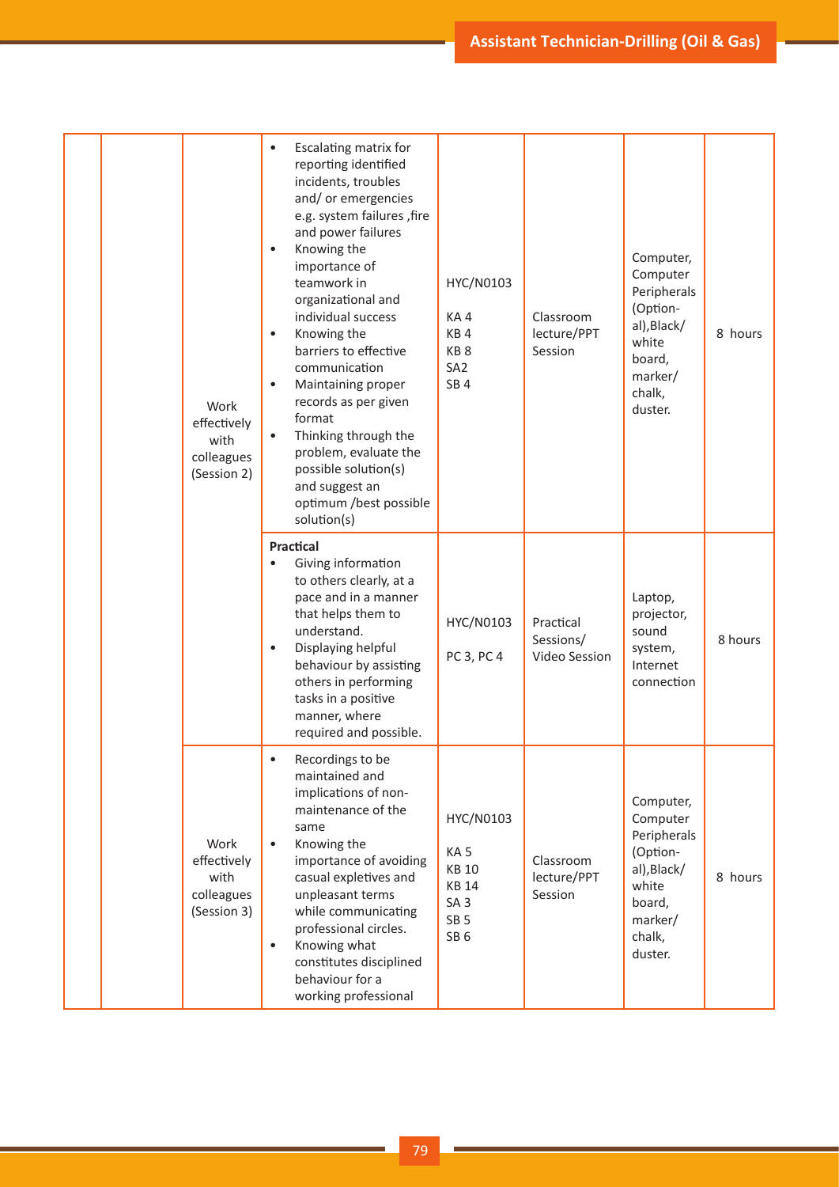|  |  |  |  |  |  |  |  |
|---|---|---|---|---|---|---|---|
|  |  | Work effectively with colleagues (Session 2) | • Escalating matrix for reporting identified incidents, troubles and/ or emergencies e.g. system failures ,fire and power failures<br>• Knowing the importance of teamwork in organizational and individual success<br>• Knowing the barriers to effective communication<br>• Maintaining proper records as per given format<br>• Thinking through the problem, evaluate the possible solution(s) and suggest an optimum /best possible solution(s) | HYC/N0103<br>KA 4<br>KB 4<br>KB 8<br>SA2<br>SB 4 | Classroom lecture/PPT Session | Computer, Computer Peripherals (Option-al),Black/ white board, marker/ chalk, duster. | 8 hours |
|  |  |  | **Practical**<br>• Giving information to others clearly, at a pace and in a manner that helps them to understand.<br>• Displaying helpful behaviour by assisting others in performing tasks in a positive manner, where required and possible. | HYC/N0103<br>PC 3, PC 4 | Practical Sessions/ Video Session | Laptop, projector, sound system, Internet connection | 8 hours |
|  |  | Work effectively with colleagues (Session 3) | • Recordings to be maintained and implications of non-maintenance of the same<br>• Knowing the importance of avoiding casual expletives and unpleasant terms while communicating professional circles.<br>• Knowing what constitutes disciplined behaviour for a working professional | HYC/N0103<br>KA 5<br>KB 10<br>KB 14<br>SA 3<br>SB 5<br>SB 6 | Classroom lecture/PPT Session | Computer, Computer Peripherals (Option-al),Black/ white board, marker/ chalk, duster. | 8 hours |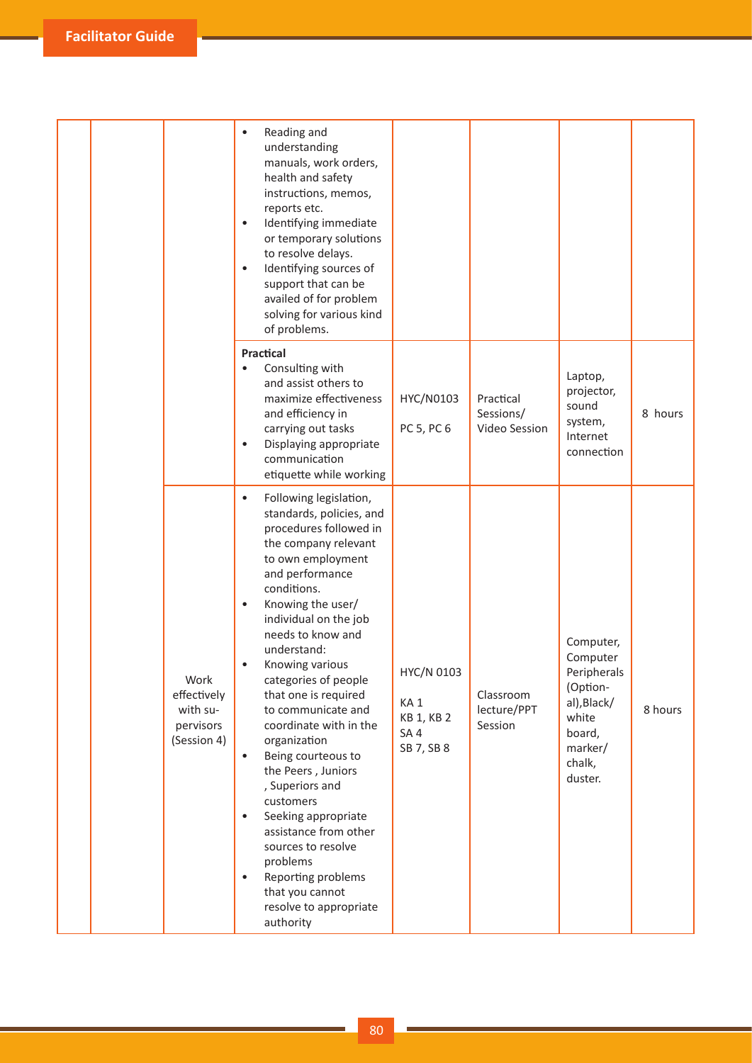| | | | | | | | |
|---|---|---|---|---|---|---|---|
| | | | • Reading and understanding manuals, work orders, health and safety instructions, memos, reports etc.<br>• Identifying immediate or temporary solutions to resolve delays.<br>• Identifying sources of support that can be availed of for problem solving for various kind of problems. | | | | |
| | | | **Practical**<br>• Consulting with and assist others to maximize effectiveness and efficiency in carrying out tasks<br>• Displaying appropriate communication etiquette while working | HYC/N0103<br>PC 5, PC 6 | Practical Sessions/ Video Session | Laptop, projector, sound system, Internet connection | 8 hours |
| | | Work effectively with supervisors (Session 4) | • Following legislation, standards, policies, and procedures followed in the company relevant to own employment and performance conditions.<br>• Knowing the user/ individual on the job needs to know and understand:<br>• Knowing various categories of people that one is required to communicate and coordinate with in the organization<br>• Being courteous to the Peers , Juniors , Superiors and customers<br>• Seeking appropriate assistance from other sources to resolve problems<br>• Reporting problems that you cannot resolve to appropriate authority | HYC/N 0103<br>KA 1<br>KB 1, KB 2<br>SA 4<br>SB 7, SB 8 | Classroom lecture/PPT Session | Computer, Computer Peripherals (Optional),Black/ white board, marker/ chalk, duster. | 8 hours |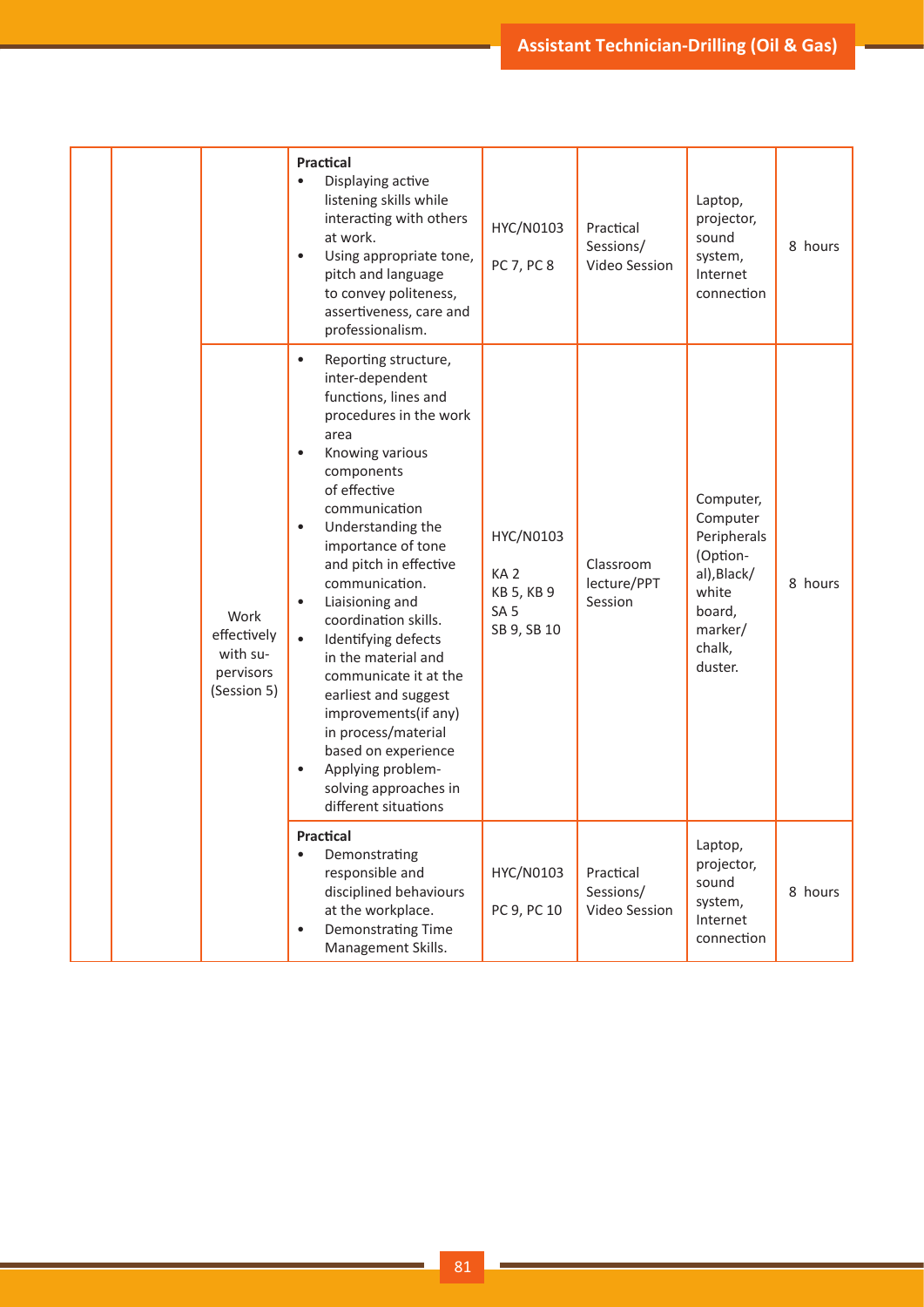| | | | | | | | |
|---|---|---|---|---|---|---|---|
| | | | **Practical**<br>• Displaying active listening skills while interacting with others at work.<br>• Using appropriate tone, pitch and language to convey politeness, assertiveness, care and professionalism. | HYC/N0103<br><br>PC 7, PC 8 | Practical Sessions/ Video Session | Laptop, projector, sound system, Internet connection | 8 hours |
| | | Work effectively with supervisors (Session 5) | • Reporting structure, inter-dependent functions, lines and procedures in the work area<br>• Knowing various components of effective communication<br>• Understanding the importance of tone and pitch in effective communication.<br>• Liaisioning and coordination skills.<br>• Identifying defects in the material and communicate it at the earliest and suggest improvements(if any) in process/material based on experience<br>• Applying problem-solving approaches in different situations | HYC/N0103<br><br>KA 2<br>KB 5, KB 9<br>SA 5<br>SB 9, SB 10 | Classroom lecture/PPT Session | Computer, Computer Peripherals (Optional),Black/ white board, marker/ chalk, duster. | 8 hours |
| | | | **Practical**<br>• Demonstrating responsible and disciplined behaviours at the workplace.<br>• Demonstrating Time Management Skills. | HYC/N0103<br><br>PC 9, PC 10 | Practical Sessions/ Video Session | Laptop, projector, sound system, Internet connection | 8 hours |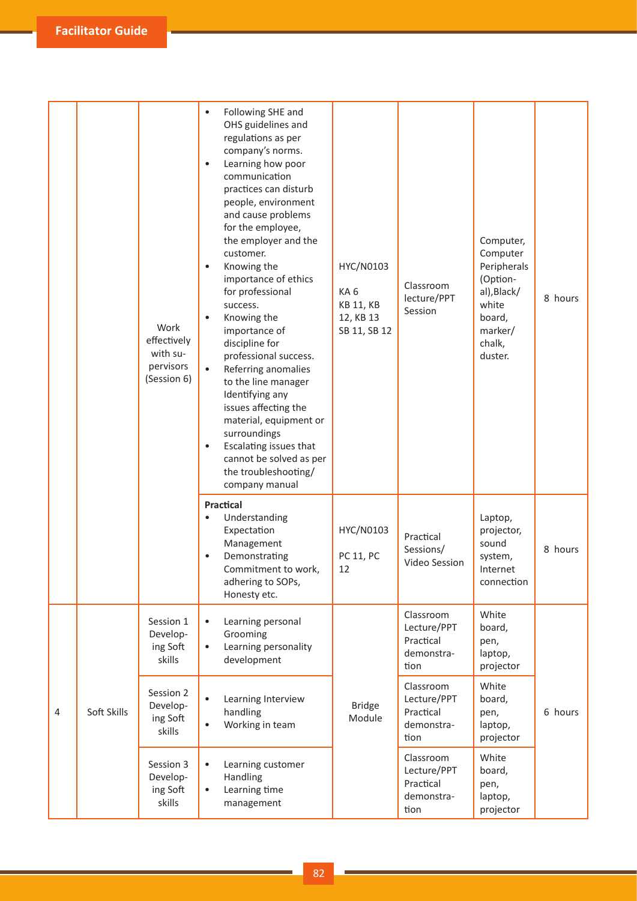| | | | | | | | |
|---|---|---|---|---|---|---|---|
| | | Work effectively with supervisors (Session 6) | • Following SHE and OHS guidelines and regulations as per company's norms.<br>• Learning how poor communication practices can disturb people, environment and cause problems for the employee, the employer and the customer.<br>• Knowing the importance of ethics for professional success.<br>• Knowing the importance of discipline for professional success.<br>• Referring anomalies to the line manager Identifying any issues affecting the material, equipment or surroundings<br>• Escalating issues that cannot be solved as per the troubleshooting/ company manual | HYC/N0103<br><br>KA 6<br>KB 11, KB 12, KB 13<br>SB 11, SB 12 | Classroom lecture/PPT Session | Computer, Computer Peripherals (Optional),Black/ white board, marker/ chalk, duster. | 8 hours |
| | | | **Practical**<br>• Understanding Expectation Management<br>• Demonstrating Commitment to work, adhering to SOPs, Honesty etc. | HYC/N0103<br><br>PC 11, PC 12 | Practical Sessions/ Video Session | Laptop, projector, sound system, Internet connection | 8 hours |
| 4 | Soft Skills | Session 1 Developing Soft skills | • Learning personal Grooming<br>• Learning personality development | Bridge Module | Classroom Lecture/PPT Practical demonstration | White board, pen, laptop, projector | 6 hours |
| | | Session 2 Developing Soft skills | • Learning Interview handling<br>• Working in team | | Classroom Lecture/PPT Practical demonstration | White board, pen, laptop, projector | |
| | | Session 3 Developing Soft skills | • Learning customer Handling<br>• Learning time management | | Classroom Lecture/PPT Practical demonstration | White board, pen, laptop, projector | |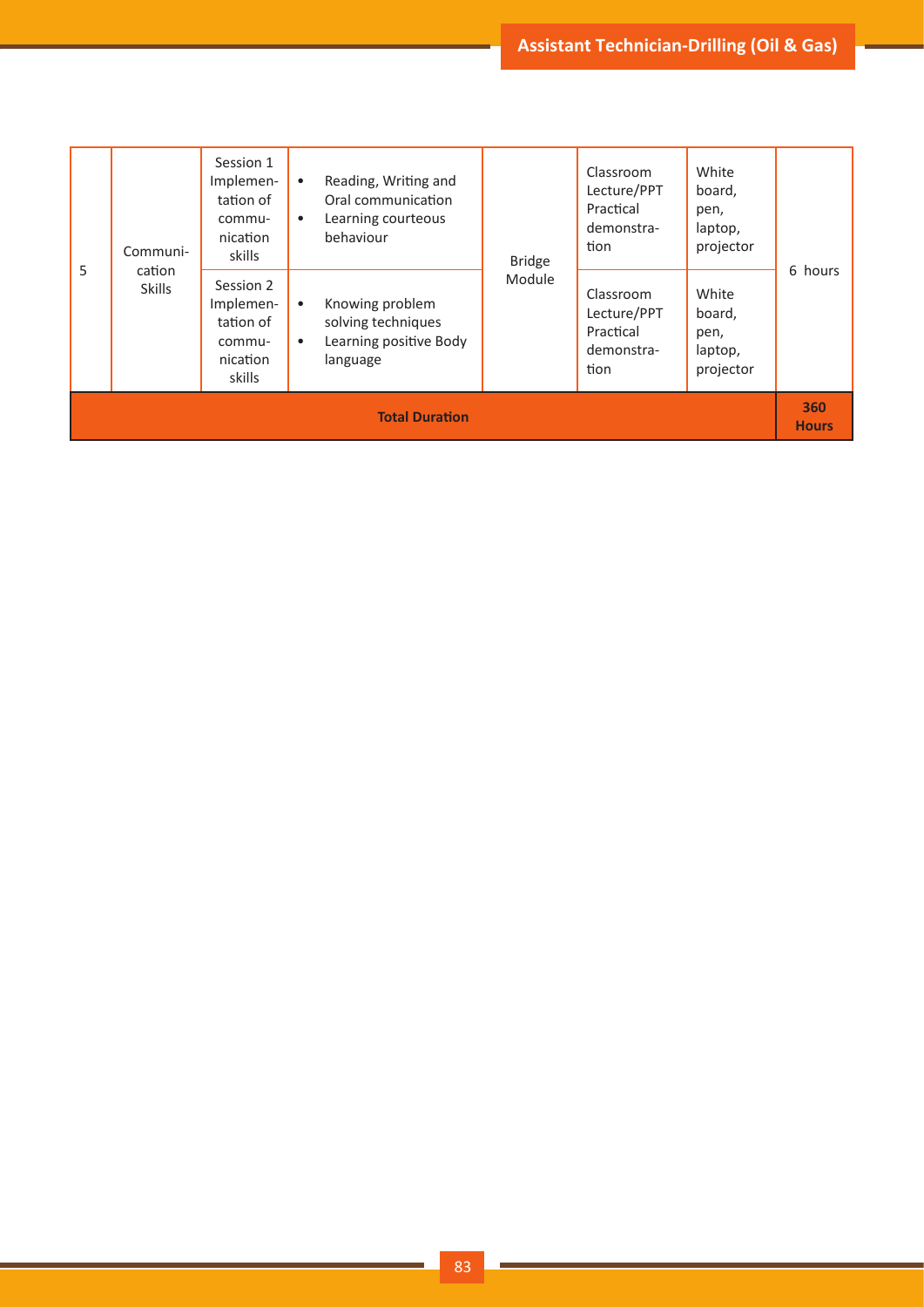| | | | | | | | |
|---|---|---|---|---|---|---|---|
| 5 | Communication Skills | Session 1 Implementation of communication skills | • Reading, Writing and Oral communication<br>• Learning courteous behaviour | Bridge Module | Classroom Lecture/PPT Practical demonstration | White board, pen, laptop, projector | 6 hours |
| | | Session 2 Implementation of communication skills | • Knowing problem solving techniques<br>• Learning positive Body language | | Classroom Lecture/PPT Practical demonstration | White board, pen, laptop, projector | |
| **Total Duration** | | | | | | | **360 Hours** |